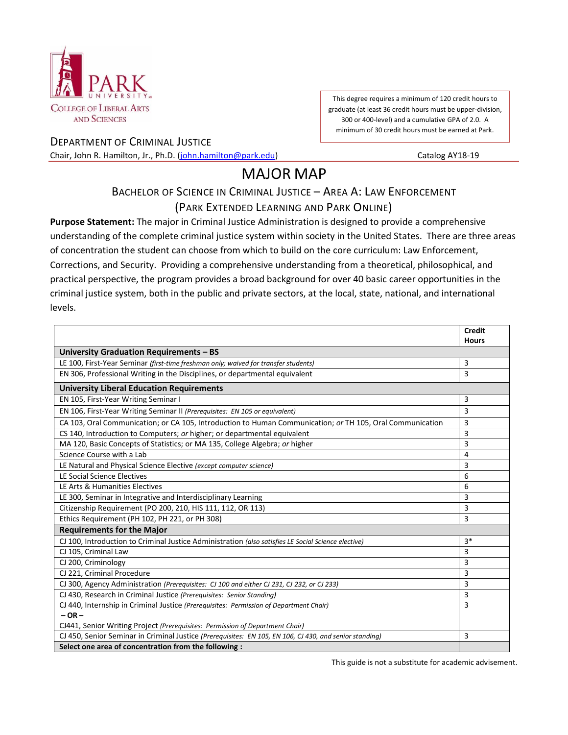PARK UNIVERSITY
COLLEGE OF LIBERAL ARTS AND SCIENCES

This degree requires a minimum of 120 credit hours to graduate (at least 36 credit hours must be upper-division, 300 or 400-level) and a cumulative GPA of 2.0. A minimum of 30 credit hours must be earned at Park.

DEPARTMENT OF CRIMINAL JUSTICE

Chair, John R. Hamilton, Jr., Ph.D. (john.hamilton@park.edu) Catalog AY18-19

# MAJOR MAP

## BACHELOR OF SCIENCE IN CRIMINAL JUSTICE – AREA A: LAW ENFORCEMENT (PARK EXTENDED LEARNING AND PARK ONLINE)

**Purpose Statement:** The major in Criminal Justice Administration is designed to provide a comprehensive understanding of the complete criminal justice system within society in the United States. There are three areas of concentration the student can choose from which to build on the core curriculum: Law Enforcement, Corrections, and Security. Providing a comprehensive understanding from a theoretical, philosophical, and practical perspective, the program provides a broad background for over 40 basic career opportunities in the criminal justice system, both in the public and private sectors, at the local, state, national, and international levels.

| | Credit Hours |
|---|---|
| **University Graduation Requirements – BS** | |
| LE 100, First-Year Seminar *(first-time freshman only; waived for transfer students)* | 3 |
| EN 306, Professional Writing in the Disciplines, or departmental equivalent | 3 |
| **University Liberal Education Requirements** | |
| EN 105, First-Year Writing Seminar I | 3 |
| EN 106, First-Year Writing Seminar II *(Prerequisites: EN 105 or equivalent)* | 3 |
| CA 103, Oral Communication; or CA 105, Introduction to Human Communication; *or* TH 105, Oral Communication | 3 |
| CS 140, Introduction to Computers; *or* higher; or departmental equivalent | 3 |
| MA 120, Basic Concepts of Statistics; or MA 135, College Algebra; *or* higher | 3 |
| Science Course with a Lab | 4 |
| LE Natural and Physical Science Elective *(except computer science)* | 3 |
| LE Social Science Electives | 6 |
| LE Arts & Humanities Electives | 6 |
| LE 300, Seminar in Integrative and Interdisciplinary Learning | 3 |
| Citizenship Requirement (PO 200, 210, HIS 111, 112, OR 113) | 3 |
| Ethics Requirement (PH 102, PH 221, or PH 308) | 3 |
| **Requirements for the Major** | |
| CJ 100, Introduction to Criminal Justice Administration *(also satisfies LE Social Science elective)* | 3* |
| CJ 105, Criminal Law | 3 |
| CJ 200, Criminology | 3 |
| CJ 221, Criminal Procedure | 3 |
| CJ 300, Agency Administration *(Prerequisites: CJ 100 and either CJ 231, CJ 232, or CJ 233)* | 3 |
| CJ 430, Research in Criminal Justice *(Prerequisites: Senior Standing)* | 3 |
| CJ 440, Internship in Criminal Justice *(Prerequisites: Permission of Department Chair)* **– OR –** CJ441, Senior Writing Project *(Prerequisites: Permission of Department Chair)* | 3 |
| CJ 450, Senior Seminar in Criminal Justice *(Prerequisites: EN 105, EN 106, CJ 430, and senior standing)* | 3 |
| **Select one area of concentration from the following :** | |

This guide is not a substitute for academic advisement.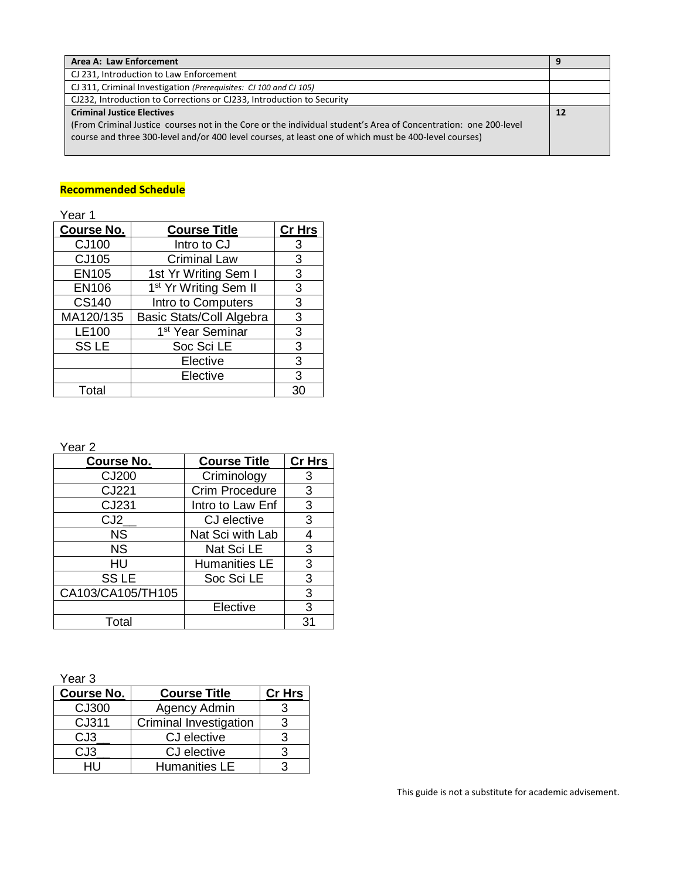| Area A: Law Enforcement | 9 |
|---|---|
| CJ 231, Introduction to Law Enforcement | |
| CJ 311, Criminal Investigation *(Prerequisites: CJ 100 and CJ 105)* | |
| CJ232, Introduction to Corrections or CJ233, Introduction to Security | |
| **Criminal Justice Electives** (From Criminal Justice courses not in the Core or the individual student's Area of Concentration: one 200-level course and three 300-level and/or 400 level courses, at least one of which must be 400-level courses) | **12** |

## Recommended Schedule

Year 1

| Course No. | Course Title | Cr Hrs |
|---|---|---|
| CJ100 | Intro to CJ | 3 |
| CJ105 | Criminal Law | 3 |
| EN105 | 1st Yr Writing Sem I | 3 |
| EN106 | 1st Yr Writing Sem II | 3 |
| CS140 | Intro to Computers | 3 |
| MA120/135 | Basic Stats/Coll Algebra | 3 |
| LE100 | 1st Year Seminar | 3 |
| SS LE | Soc Sci LE | 3 |
| | Elective | 3 |
| | Elective | 3 |
| Total | | 30 |

Year 2

| Course No. | Course Title | Cr Hrs |
|---|---|---|
| CJ200 | Criminology | 3 |
| CJ221 | Crim Procedure | 3 |
| CJ231 | Intro to Law Enf | 3 |
| CJ2__ | CJ elective | 3 |
| NS | Nat Sci with Lab | 4 |
| NS | Nat Sci LE | 3 |
| HU | Humanities LE | 3 |
| SS LE | Soc Sci LE | 3 |
| CA103/CA105/TH105 | | 3 |
| | Elective | 3 |
| Total | | 31 |

Year 3

| Course No. | Course Title | Cr Hrs |
|---|---|---|
| CJ300 | Agency Admin | 3 |
| CJ311 | Criminal Investigation | 3 |
| CJ3__ | CJ elective | 3 |
| CJ3__ | CJ elective | 3 |
| HU | Humanities LE | 3 |

This guide is not a substitute for academic advisement.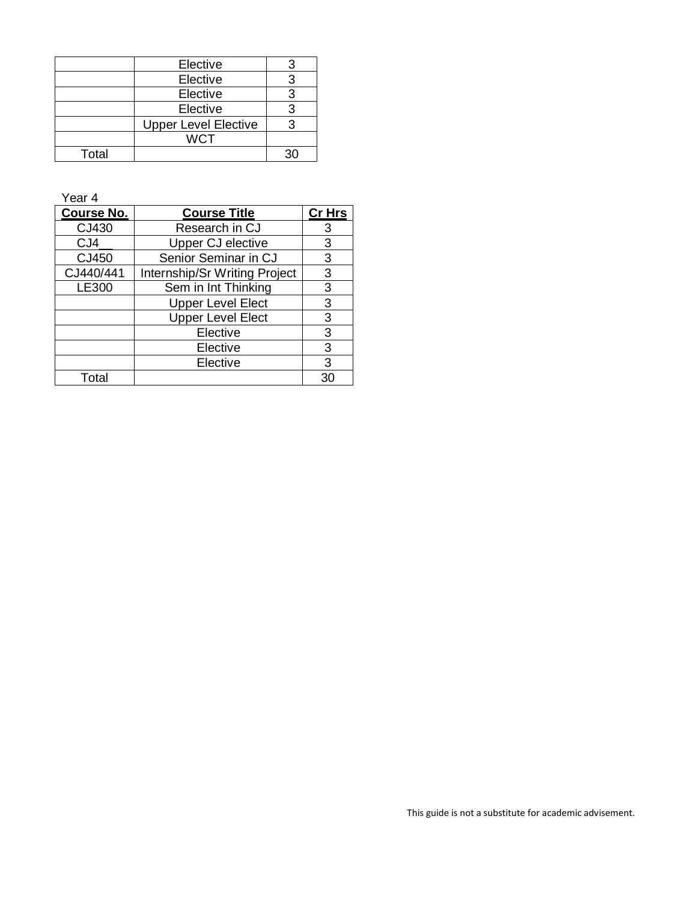| | | |
|---|---|---|
| | Elective | 3 |
| | Elective | 3 |
| | Elective | 3 |
| | Elective | 3 |
| | Upper Level Elective | 3 |
| | WCT | |
| Total | | 30 |

Year 4

| **Course No.** | **Course Title** | **Cr Hrs** |
|---|---|---|
| CJ430 | Research in CJ | 3 |
| CJ4__ | Upper CJ elective | 3 |
| CJ450 | Senior Seminar in CJ | 3 |
| CJ440/441 | Internship/Sr Writing Project | 3 |
| LE300 | Sem in Int Thinking | 3 |
| | Upper Level Elect | 3 |
| | Upper Level Elect | 3 |
| | Elective | 3 |
| | Elective | 3 |
| | Elective | 3 |
| Total | | 30 |

This guide is not a substitute for academic advisement.